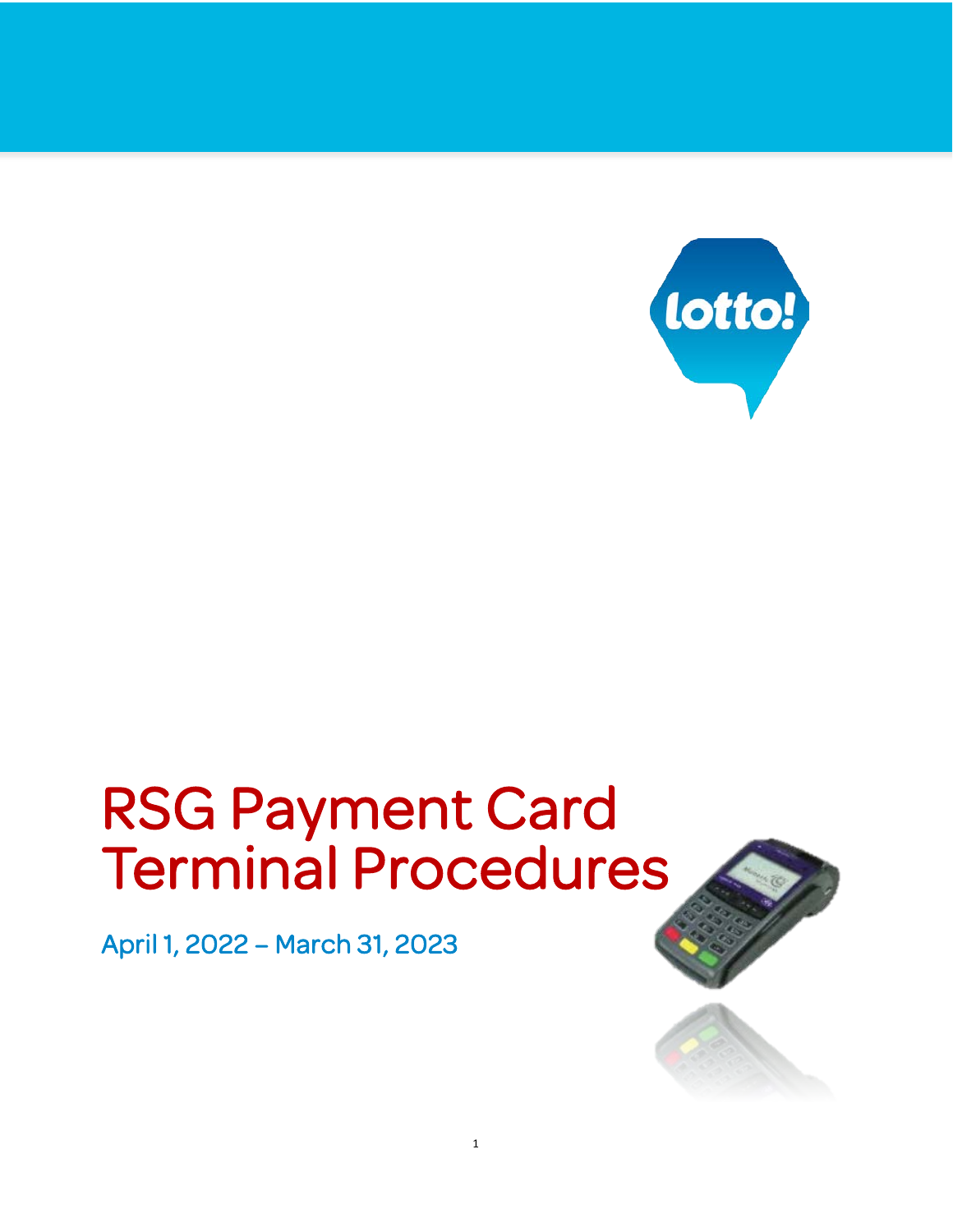# RSG Payment Card Terminal Procedures

April 1, 2022 – March 31, 2023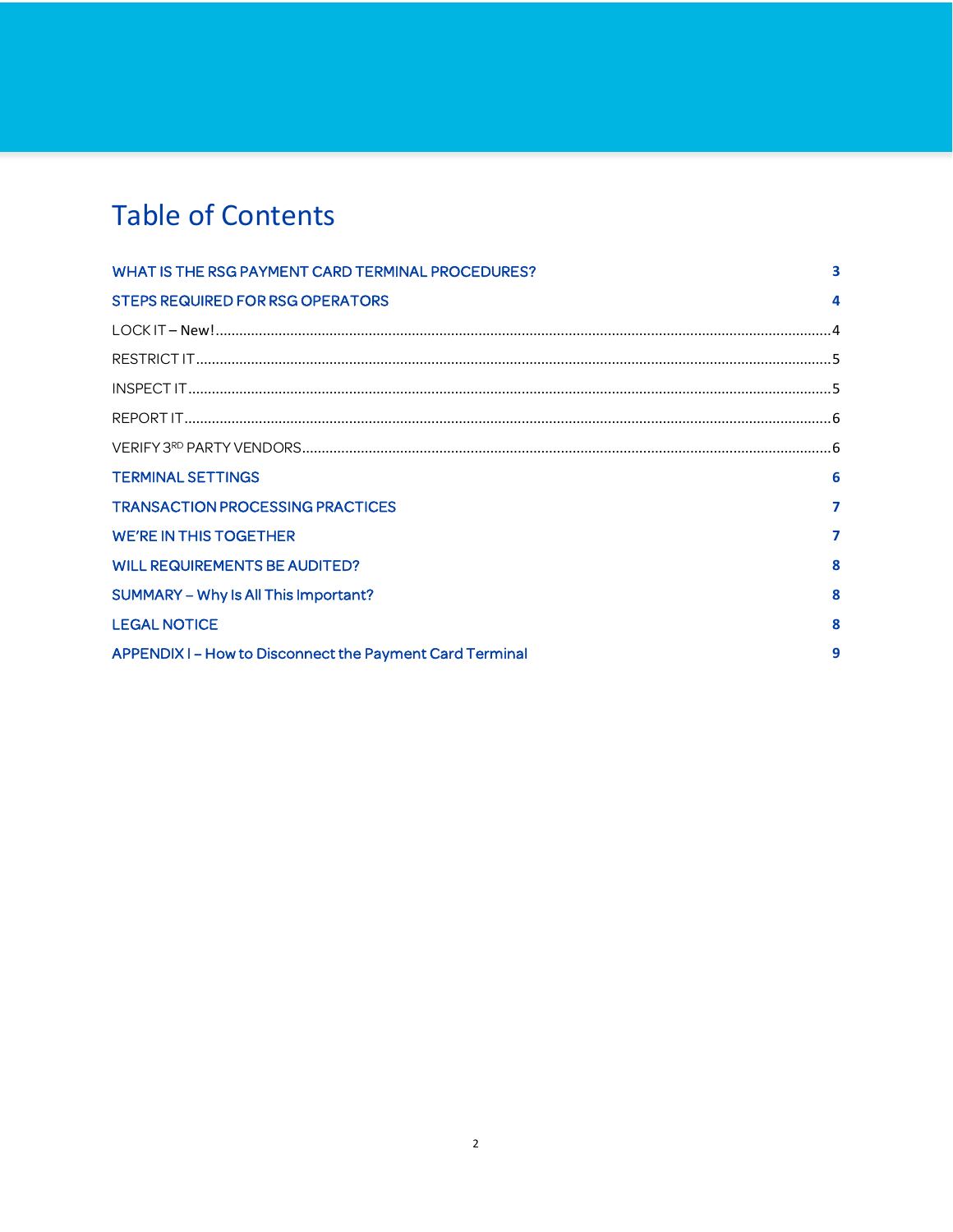# Table of Contents

| | |
|---|---|
| WHAT IS THE RSG PAYMENT CARD TERMINAL PROCEDURES? | 3 |
| STEPS REQUIRED FOR RSG OPERATORS | 4 |
| LOCK IT – New! | 4 |
| RESTRICT IT | 5 |
| INSPECT IT | 5 |
| REPORT IT | 6 |
| VERIFY 3RD PARTY VENDORS | 6 |
| TERMINAL SETTINGS | 6 |
| TRANSACTION PROCESSING PRACTICES | 7 |
| WE'RE IN THIS TOGETHER | 7 |
| WILL REQUIREMENTS BE AUDITED? | 8 |
| SUMMARY – Why Is All This Important? | 8 |
| LEGAL NOTICE | 8 |
| APPENDIX I – How to Disconnect the Payment Card Terminal | 9 |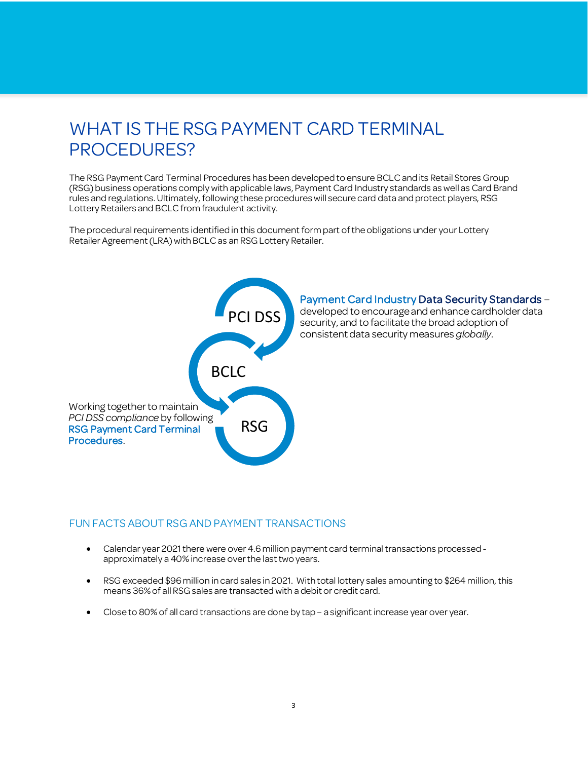# WHAT IS THE RSG PAYMENT CARD TERMINAL PROCEDURES?

The RSG Payment Card Terminal Procedures has been developed to ensure BCLC and its Retail Stores Group (RSG) business operations comply with applicable laws, Payment Card Industry standards as well as Card Brand rules and regulations. Ultimately, following these procedures will secure card data and protect players, RSG Lottery Retailers and BCLC from fraudulent activity.

The procedural requirements identified in this document form part of the obligations under your Lottery Retailer Agreement (LRA) with BCLC as an RSG Lottery Retailer.

PCI DSS

BCLC

RSG

**Payment Card Industry Data Security Standards** – developed to encourage and enhance cardholder data security, and to facilitate the broad adoption of consistent data security measures *globally*.

Working together to maintain *PCI DSS compliance* by following **RSG Payment Card Terminal Procedures**.

## FUN FACTS ABOUT RSG AND PAYMENT TRANSACTIONS

- Calendar year 2021 there were over 4.6 million payment card terminal transactions processed - approximately a 40% increase over the last two years.
- RSG exceeded $96 million in card sales in 2021. With total lottery sales amounting to $264 million, this means 36% of all RSG sales are transacted with a debit or credit card.
- Close to 80% of all card transactions are done by tap – a significant increase year over year.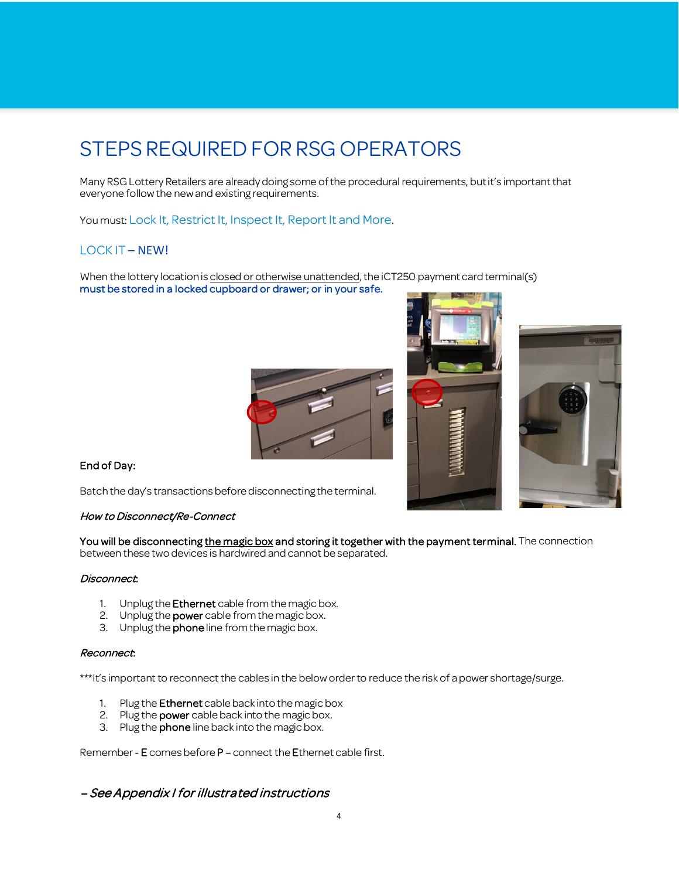# STEPS REQUIRED FOR RSG OPERATORS

Many RSG Lottery Retailers are already doing some of the procedural requirements, but it's important that everyone follow the new and existing requirements.

You must: Lock It, Restrict It, Inspect It, Report It and More.

## LOCK IT – NEW!

When the lottery location is closed or otherwise unattended, the iCT250 payment card terminal(s) **must be stored in a locked cupboard or drawer; or in your safe.**

End of Day:

Batch the day's transactions before disconnecting the terminal.

*How to Disconnect/Re-Connect*

**You will be disconnecting the magic box and storing it together with the payment terminal.** The connection between these two devices is hardwired and cannot be separated.

*Disconnect:*

1. Unplug the **Ethernet** cable from the magic box.
2. Unplug the **power** cable from the magic box.
3. Unplug the **phone** line from the magic box.

*Reconnect:*

***It's important to reconnect the cables in the below order to reduce the risk of a power shortage/surge.

1. Plug the **Ethernet** cable back into the magic box
2. Plug the **power** cable back into the magic box.
3. Plug the **phone** line back into the magic box.

Remember - **E** comes before **P** – connect the **E**thernet cable first.

*– See Appendix I for illustrated instructions*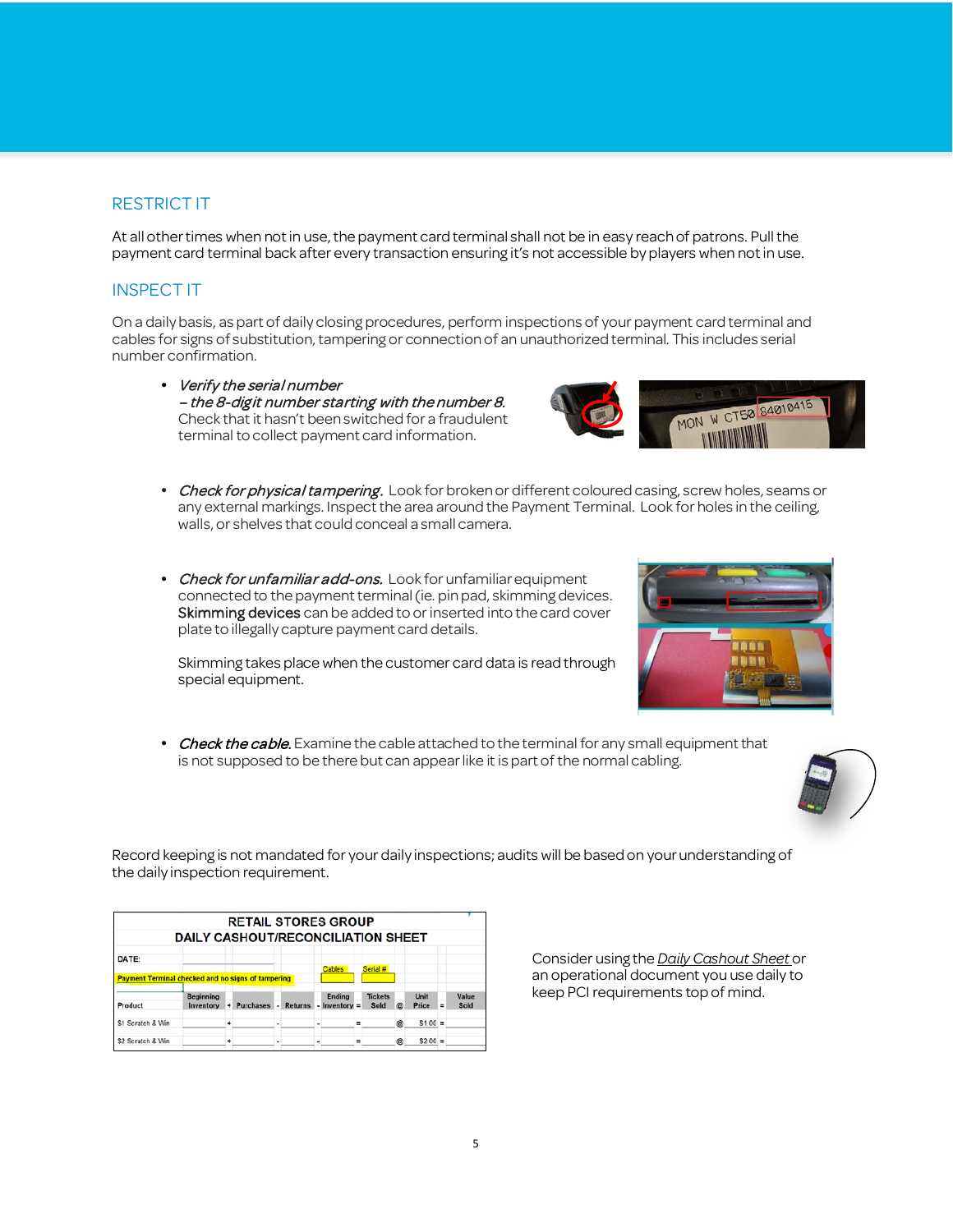## RESTRICT IT

At all other times when not in use, the payment card terminal shall not be in easy reach of patrons. Pull the payment card terminal back after every transaction ensuring it's not accessible by players when not in use.

## INSPECT IT

On a daily basis, as part of daily closing procedures, perform inspections of your payment card terminal and cables for signs of substitution, tampering or connection of an unauthorized terminal. This includes serial number confirmation.

- *Verify the serial number – the 8-digit number starting with the number 8.* Check that it hasn't been switched for a fraudulent terminal to collect payment card information.

- *Check for physical tampering.* Look for broken or different coloured casing, screw holes, seams or any external markings. Inspect the area around the Payment Terminal. Look for holes in the ceiling, walls, or shelves that could conceal a small camera.

- *Check for unfamiliar add-ons.* Look for unfamiliar equipment connected to the payment terminal (ie. pin pad, skimming devices. Skimming devices can be added to or inserted into the card cover plate to illegally capture payment card details.

  Skimming takes place when the customer card data is read through special equipment.

- *Check the cable.* Examine the cable attached to the terminal for any small equipment that is not supposed to be there but can appear like it is part of the normal cabling.

Record keeping is not mandated for your daily inspections; audits will be based on your understanding of the daily inspection requirement.

**RETAIL STORES GROUP**
**DAILY CASHOUT/RECONCILIATION SHEET**

DATE:

Payment Terminal checked and no signs of tampering — Cables — Serial #

| Product | Beginning Inventory | + | Purchases | - | Returns | - | Ending Inventory | = | Tickets Sold | @ | Unit Price | = | Value Sold |
|---|---|---|---|---|---|---|---|---|---|---|---|---|---|
| $1 Scratch & Win | | + | | - | | - | | = | | @ | $1.00 | = | |
| $2 Scratch & Win | | + | | - | | - | | = | | @ | $2.00 | = | |

Consider using the *Daily Cashout Sheet* or an operational document you use daily to keep PCI requirements top of mind.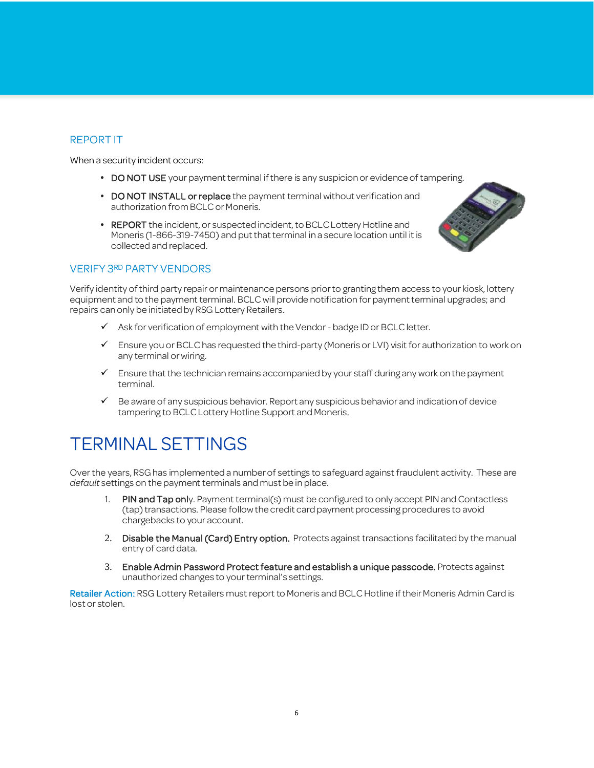## REPORT IT

When a security incident occurs:

- **DO NOT USE** your payment terminal if there is any suspicion or evidence of tampering.
- **DO NOT INSTALL or replace** the payment terminal without verification and authorization from BCLC or Moneris.
- **REPORT** the incident, or suspected incident, to BCLC Lottery Hotline and Moneris (1-866-319-7450) and put that terminal in a secure location until it is collected and replaced.

## VERIFY 3RD PARTY VENDORS

Verify identity of third party repair or maintenance persons prior to granting them access to your kiosk, lottery equipment and to the payment terminal. BCLC will provide notification for payment terminal upgrades; and repairs can only be initiated by RSG Lottery Retailers.

- ✓ Ask for verification of employment with the Vendor - badge ID or BCLC letter.
- ✓ Ensure you or BCLC has requested the third-party (Moneris or LVI) visit for authorization to work on any terminal or wiring.
- ✓ Ensure that the technician remains accompanied by your staff during any work on the payment terminal.
- ✓ Be aware of any suspicious behavior. Report any suspicious behavior and indication of device tampering to BCLC Lottery Hotline Support and Moneris.

# TERMINAL SETTINGS

Over the years, RSG has implemented a number of settings to safeguard against fraudulent activity. These are *default* settings on the payment terminals and must be in place.

1. **PIN and Tap only**. Payment terminal(s) must be configured to only accept PIN and Contactless (tap) transactions. Please follow the credit card payment processing procedures to avoid chargebacks to your account.
2. **Disable the Manual (Card) Entry option.** Protects against transactions facilitated by the manual entry of card data.
3. **Enable Admin Password Protect feature and establish a unique passcode.** Protects against unauthorized changes to your terminal's settings.

Retailer Action: RSG Lottery Retailers must report to Moneris and BCLC Hotline if their Moneris Admin Card is lost or stolen.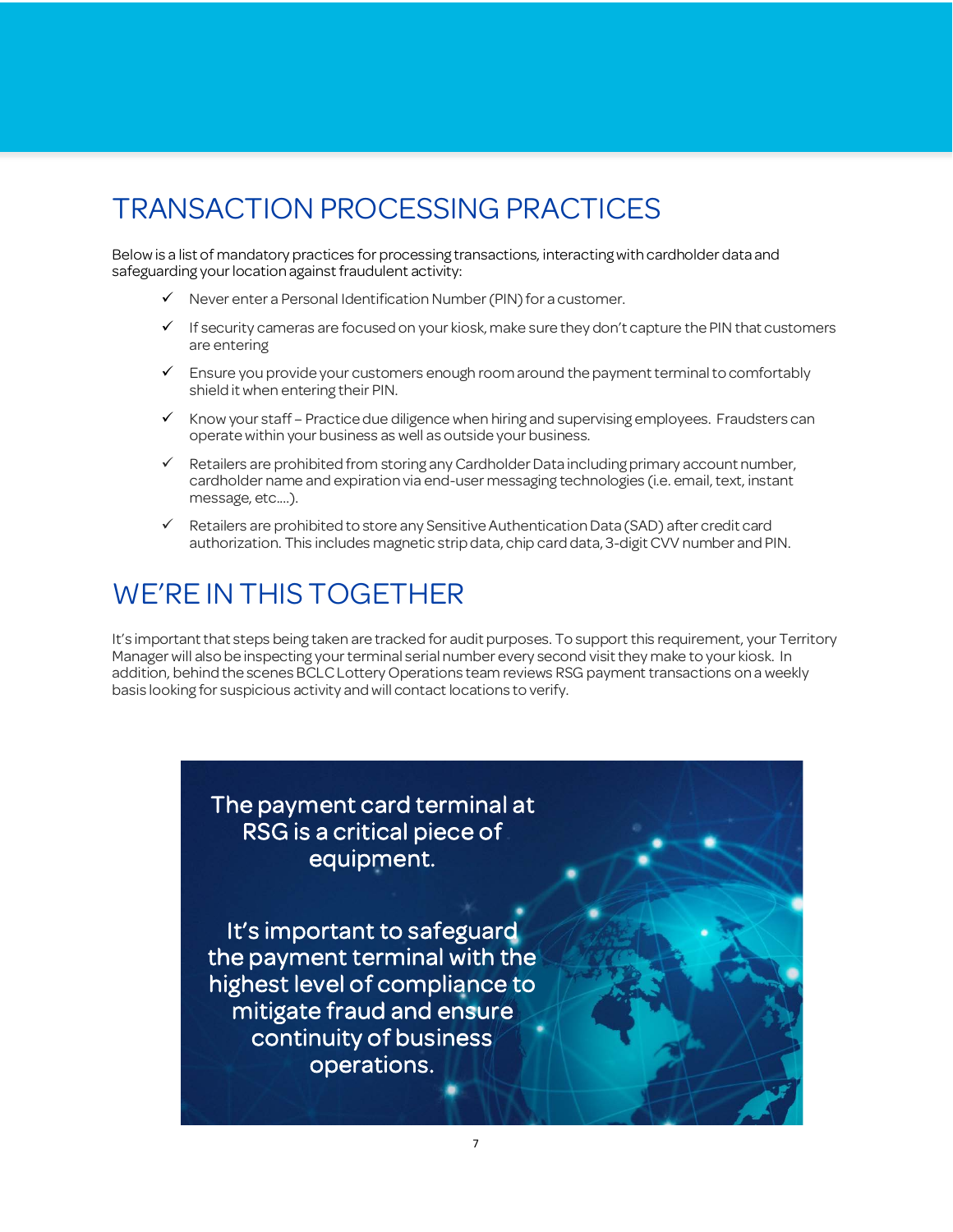# TRANSACTION PROCESSING PRACTICES

Below is a list of mandatory practices for processing transactions, interacting with cardholder data and safeguarding your location against fraudulent activity:

- ✓ Never enter a Personal Identification Number (PIN) for a customer.
- ✓ If security cameras are focused on your kiosk, make sure they don't capture the PIN that customers are entering
- ✓ Ensure you provide your customers enough room around the payment terminal to comfortably shield it when entering their PIN.
- ✓ Know your staff – Practice due diligence when hiring and supervising employees. Fraudsters can operate within your business as well as outside your business.
- ✓ Retailers are prohibited from storing any Cardholder Data including primary account number, cardholder name and expiration via end-user messaging technologies (i.e. email, text, instant message, etc....).
- ✓ Retailers are prohibited to store any Sensitive Authentication Data (SAD) after credit card authorization. This includes magnetic strip data, chip card data, 3-digit CVV number and PIN.

# WE'RE IN THIS TOGETHER

It's important that steps being taken are tracked for audit purposes. To support this requirement, your Territory Manager will also be inspecting your terminal serial number every second visit they make to your kiosk. In addition, behind the scenes BCLC Lottery Operations team reviews RSG payment transactions on a weekly basis looking for suspicious activity and will contact locations to verify.

The payment card terminal at RSG is a critical piece of equipment.

It's important to safeguard the payment terminal with the highest level of compliance to mitigate fraud and ensure continuity of business operations.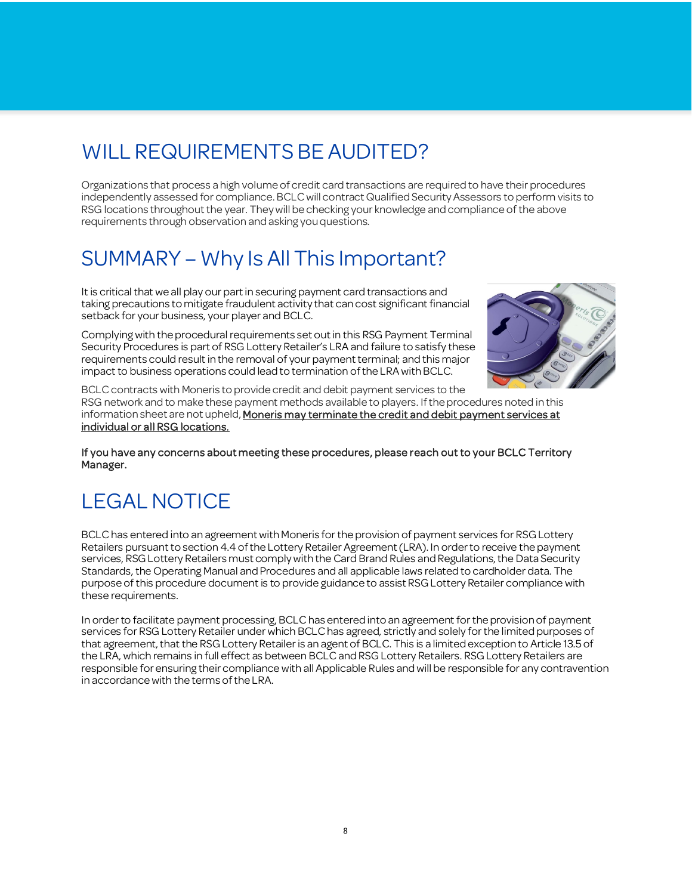## WILL REQUIREMENTS BE AUDITED?

Organizations that process a high volume of credit card transactions are required to have their procedures independently assessed for compliance. BCLC will contract Qualified Security Assessors to perform visits to RSG locations throughout the year. They will be checking your knowledge and compliance of the above requirements through observation and asking you questions.

## SUMMARY – Why Is All This Important?

It is critical that we all play our part in securing payment card transactions and taking precautions to mitigate fraudulent activity that can cost significant financial setback for your business, your player and BCLC.

Complying with the procedural requirements set out in this RSG Payment Terminal Security Procedures is part of RSG Lottery Retailer's LRA and failure to satisfy these requirements could result in the removal of your payment terminal; and this major impact to business operations could lead to termination of the LRA with BCLC.

BCLC contracts with Moneris to provide credit and debit payment services to the RSG network and to make these payment methods available to players. If the procedures noted in this information sheet are not upheld, <u>Moneris may terminate the credit and debit payment services at individual or all RSG locations.</u>

**If you have any concerns about meeting these procedures, please reach out to your BCLC Territory Manager.**

## LEGAL NOTICE

BCLC has entered into an agreement with Moneris for the provision of payment services for RSG Lottery Retailers pursuant to section 4.4 of the Lottery Retailer Agreement (LRA). In order to receive the payment services, RSG Lottery Retailers must comply with the Card Brand Rules and Regulations, the Data Security Standards, the Operating Manual and Procedures and all applicable laws related to cardholder data. The purpose of this procedure document is to provide guidance to assist RSG Lottery Retailer compliance with these requirements.

In order to facilitate payment processing, BCLC has entered into an agreement for the provision of payment services for RSG Lottery Retailer under which BCLC has agreed, strictly and solely for the limited purposes of that agreement, that the RSG Lottery Retailer is an agent of BCLC. This is a limited exception to Article 13.5 of the LRA, which remains in full effect as between BCLC and RSG Lottery Retailers. RSG Lottery Retailers are responsible for ensuring their compliance with all Applicable Rules and will be responsible for any contravention in accordance with the terms of the LRA.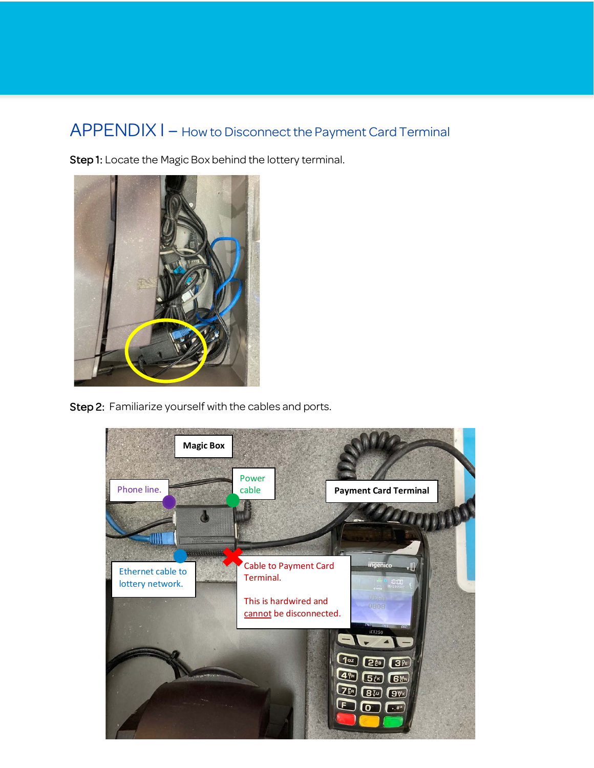# APPENDIX I – How to Disconnect the Payment Card Terminal

**Step 1:** Locate the Magic Box behind the lottery terminal.

**Step 2:** Familiarize yourself with the cables and ports.

**Magic Box**

Phone line.

Power cable

**Payment Card Terminal**

Ethernet cable to lottery network.

Cable to Payment Card Terminal.

This is hardwired and cannot be disconnected.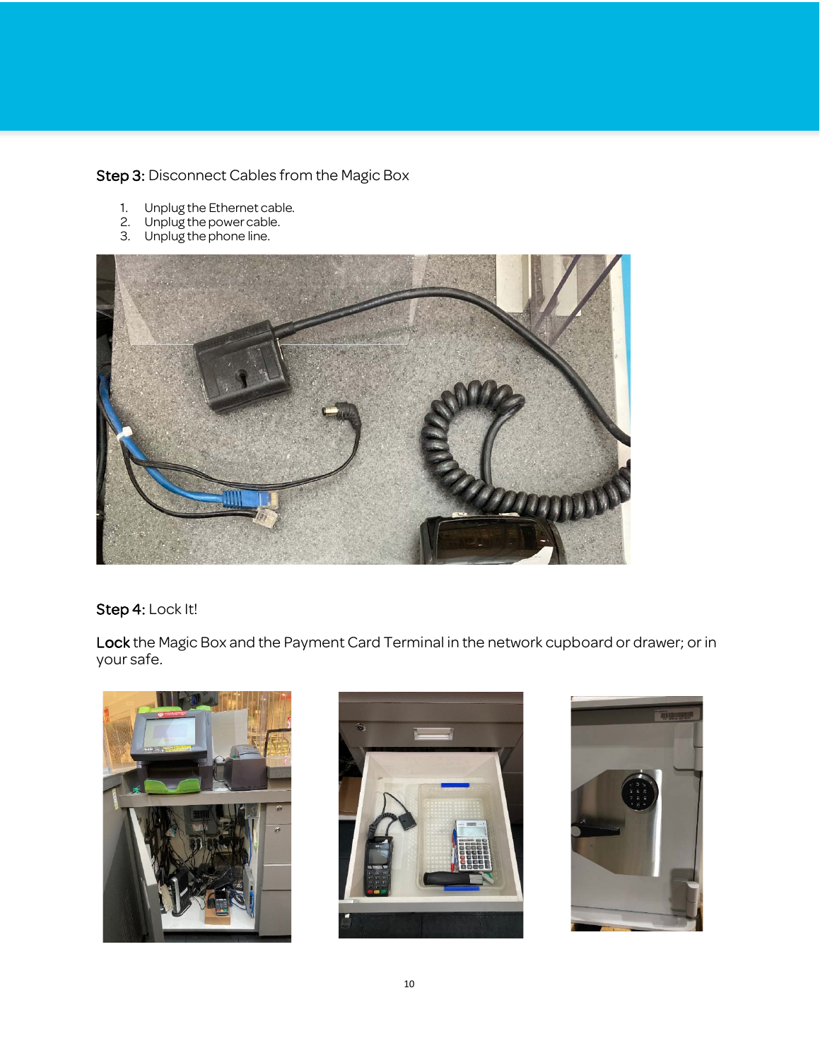**Step 3:** Disconnect Cables from the Magic Box

1. Unplug the Ethernet cable.
2. Unplug the power cable.
3. Unplug the phone line.

**Step 4:** Lock It!

**Lock** the Magic Box and the Payment Card Terminal in the network cupboard or drawer; or in your safe.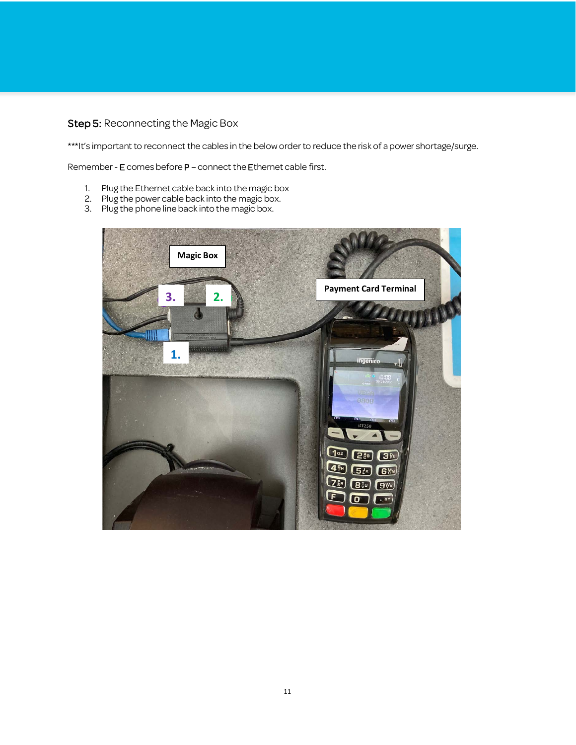## Step 5: Reconnecting the Magic Box

***It's important to reconnect the cables in the below order to reduce the risk of a power shortage/surge.

Remember - E comes before P – connect the Ethernet cable first.

1. Plug the Ethernet cable back into the magic box
2. Plug the power cable back into the magic box.
3. Plug the phone line back into the magic box.